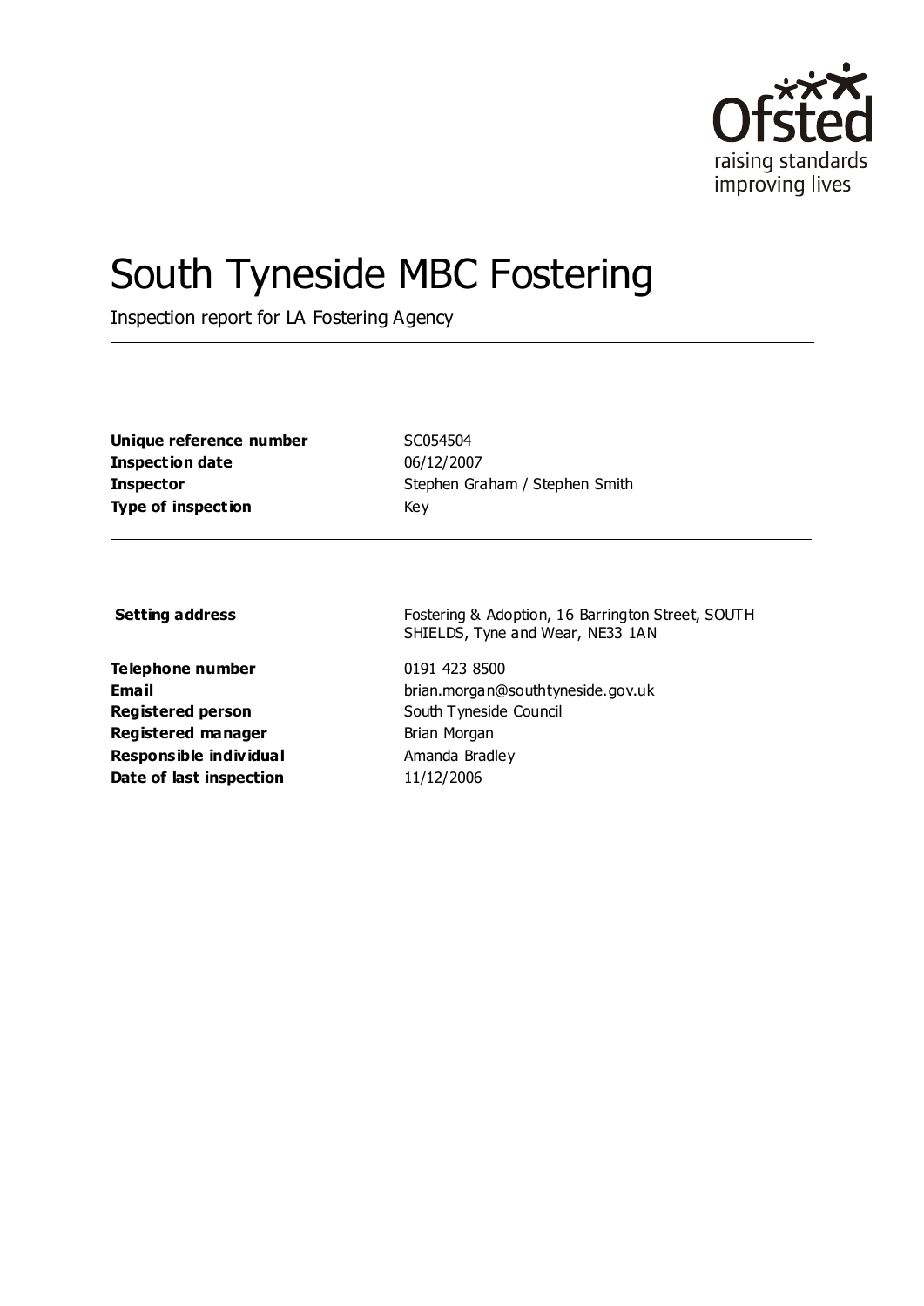Ofsted

raising standards
improving lives

# South Tyneside MBC Fostering

Inspection report for LA Fostering Agency

| | |
|---|---|
| **Unique reference number** | SC054504 |
| **Inspection date** | 06/12/2007 |
| **Inspector** | Stephen Graham / Stephen Smith |
| **Type of inspection** | Key |

| | |
|---|---|
| **Setting address** | Fostering & Adoption, 16 Barrington Street, SOUTH SHIELDS, Tyne and Wear, NE33 1AN |
| **Telephone number** | 0191 423 8500 |
| **Email** | brian.morgan@southtyneside.gov.uk |
| **Registered person** | South Tyneside Council |
| **Registered manager** | Brian Morgan |
| **Responsible individual** | Amanda Bradley |
| **Date of last inspection** | 11/12/2006 |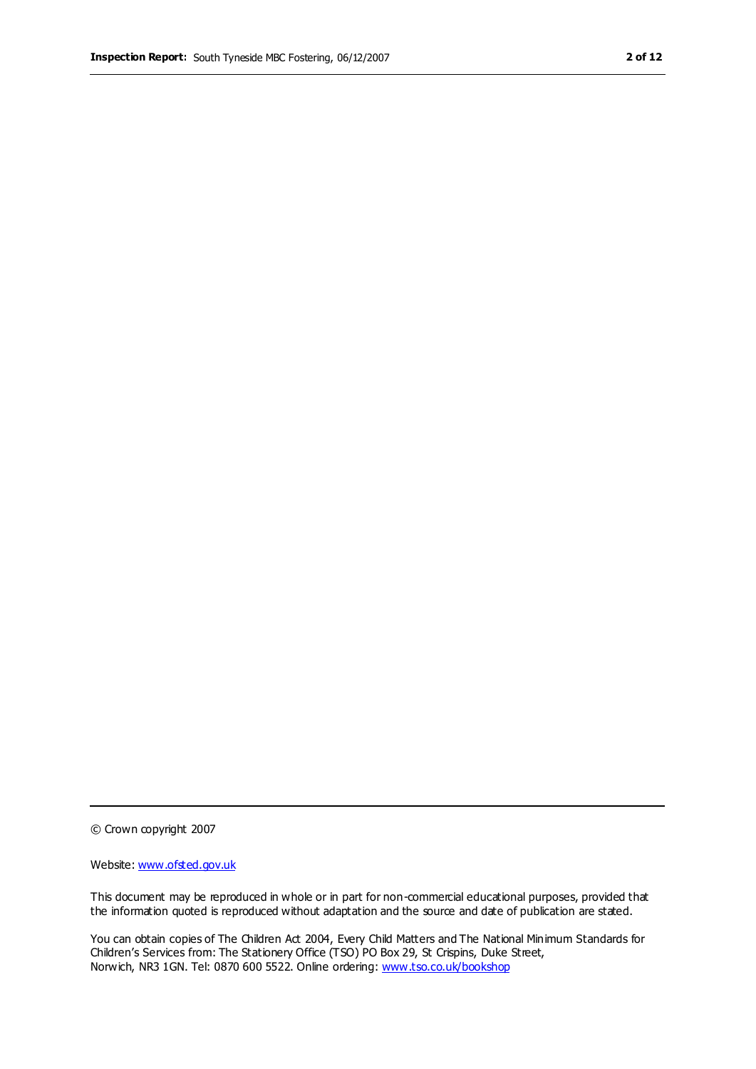© Crown copyright 2007

Website: [www.ofsted.gov.uk](http://www.ofsted.gov.uk)

This document may be reproduced in whole or in part for non-commercial educational purposes, provided that the information quoted is reproduced without adaptation and the source and date of publication are stated.

You can obtain copies of The Children Act 2004, Every Child Matters and The National Minimum Standards for Children's Services from: The Stationery Office (TSO) PO Box 29, St Crispins, Duke Street, Norwich, NR3 1GN. Tel: 0870 600 5522. Online ordering: [www.tso.co.uk/bookshop](http://www.tso.co.uk/bookshop)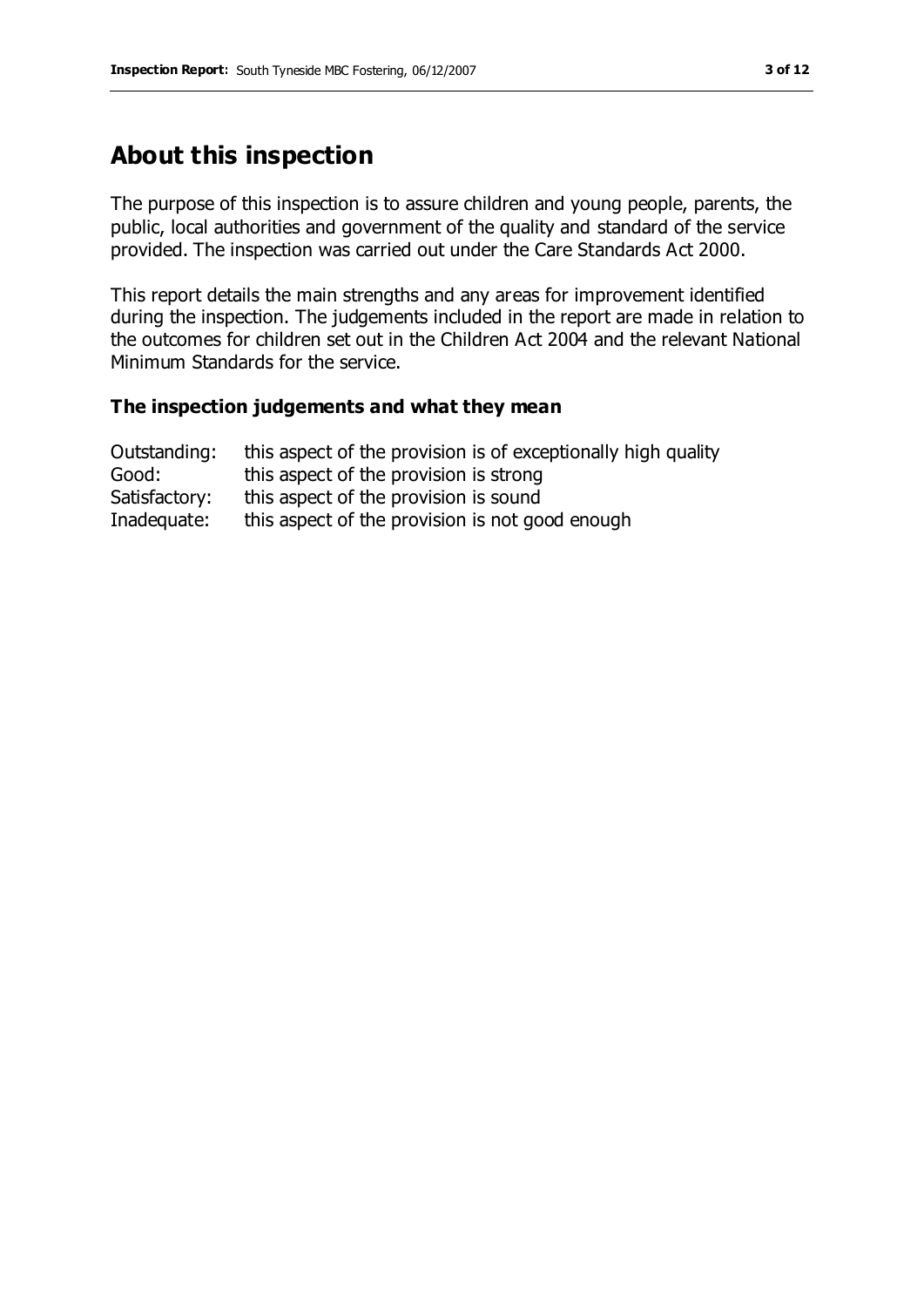## About this inspection

The purpose of this inspection is to assure children and young people, parents, the public, local authorities and government of the quality and standard of the service provided. The inspection was carried out under the Care Standards Act 2000.

This report details the main strengths and any areas for improvement identified during the inspection. The judgements included in the report are made in relation to the outcomes for children set out in the Children Act 2004 and the relevant National Minimum Standards for the service.

### The inspection judgements and what they mean

| | |
|---|---|
| Outstanding: | this aspect of the provision is of exceptionally high quality |
| Good: | this aspect of the provision is strong |
| Satisfactory: | this aspect of the provision is sound |
| Inadequate: | this aspect of the provision is not good enough |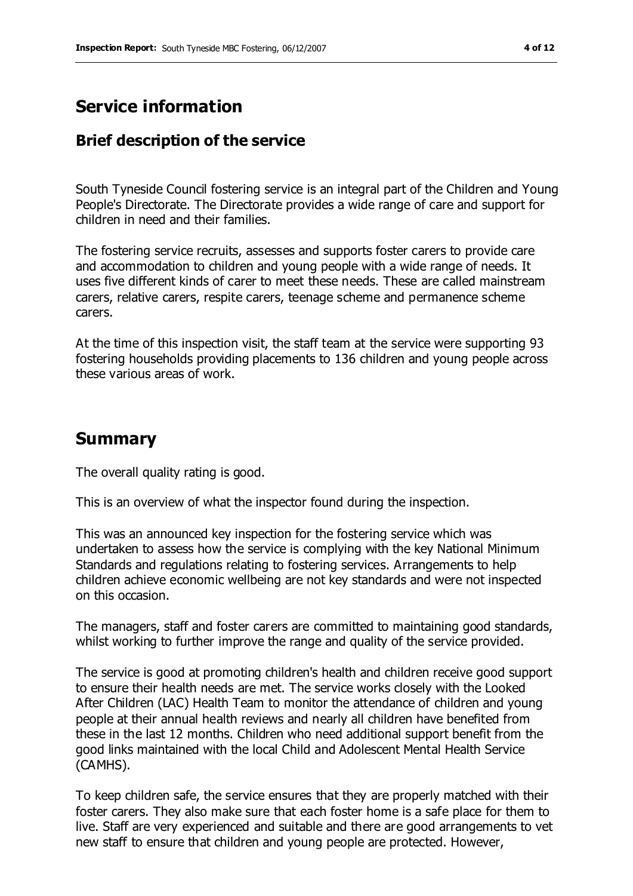## Service information

### Brief description of the service

South Tyneside Council fostering service is an integral part of the Children and Young People's Directorate. The Directorate provides a wide range of care and support for children in need and their families.

The fostering service recruits, assesses and supports foster carers to provide care and accommodation to children and young people with a wide range of needs. It uses five different kinds of carer to meet these needs. These are called mainstream carers, relative carers, respite carers, teenage scheme and permanence scheme carers.

At the time of this inspection visit, the staff team at the service were supporting 93 fostering households providing placements to 136 children and young people across these various areas of work.

## Summary

The overall quality rating is good.

This is an overview of what the inspector found during the inspection.

This was an announced key inspection for the fostering service which was undertaken to assess how the service is complying with the key National Minimum Standards and regulations relating to fostering services. Arrangements to help children achieve economic wellbeing are not key standards and were not inspected on this occasion.

The managers, staff and foster carers are committed to maintaining good standards, whilst working to further improve the range and quality of the service provided.

The service is good at promoting children's health and children receive good support to ensure their health needs are met. The service works closely with the Looked After Children (LAC) Health Team to monitor the attendance of children and young people at their annual health reviews and nearly all children have benefited from these in the last 12 months. Children who need additional support benefit from the good links maintained with the local Child and Adolescent Mental Health Service (CAMHS).

To keep children safe, the service ensures that they are properly matched with their foster carers. They also make sure that each foster home is a safe place for them to live. Staff are very experienced and suitable and there are good arrangements to vet new staff to ensure that children and young people are protected. However,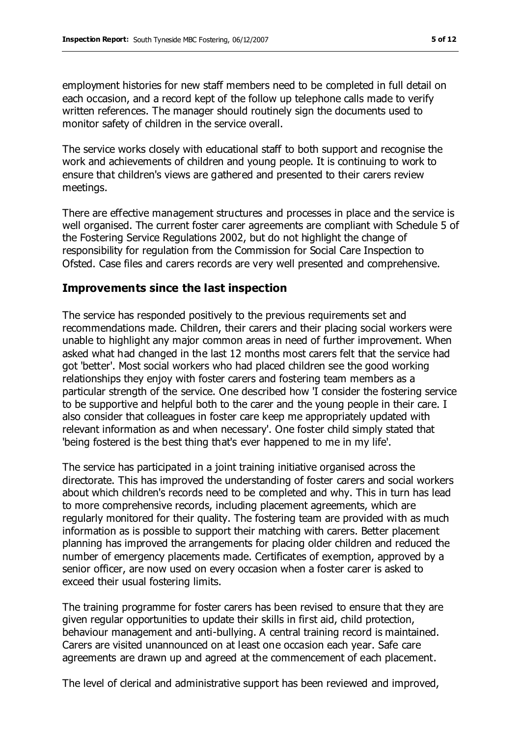employment histories for new staff members need to be completed in full detail on each occasion, and a record kept of the follow up telephone calls made to verify written references. The manager should routinely sign the documents used to monitor safety of children in the service overall.

The service works closely with educational staff to both support and recognise the work and achievements of children and young people. It is continuing to work to ensure that children's views are gathered and presented to their carers review meetings.

There are effective management structures and processes in place and the service is well organised. The current foster carer agreements are compliant with Schedule 5 of the Fostering Service Regulations 2002, but do not highlight the change of responsibility for regulation from the Commission for Social Care Inspection to Ofsted. Case files and carers records are very well presented and comprehensive.

## Improvements since the last inspection

The service has responded positively to the previous requirements set and recommendations made. Children, their carers and their placing social workers were unable to highlight any major common areas in need of further improvement. When asked what had changed in the last 12 months most carers felt that the service had got 'better'. Most social workers who had placed children see the good working relationships they enjoy with foster carers and fostering team members as a particular strength of the service. One described how 'I consider the fostering service to be supportive and helpful both to the carer and the young people in their care. I also consider that colleagues in foster care keep me appropriately updated with relevant information as and when necessary'. One foster child simply stated that 'being fostered is the best thing that's ever happened to me in my life'.

The service has participated in a joint training initiative organised across the directorate. This has improved the understanding of foster carers and social workers about which children's records need to be completed and why. This in turn has lead to more comprehensive records, including placement agreements, which are regularly monitored for their quality. The fostering team are provided with as much information as is possible to support their matching with carers. Better placement planning has improved the arrangements for placing older children and reduced the number of emergency placements made. Certificates of exemption, approved by a senior officer, are now used on every occasion when a foster carer is asked to exceed their usual fostering limits.

The training programme for foster carers has been revised to ensure that they are given regular opportunities to update their skills in first aid, child protection, behaviour management and anti-bullying. A central training record is maintained. Carers are visited unannounced on at least one occasion each year. Safe care agreements are drawn up and agreed at the commencement of each placement.

The level of clerical and administrative support has been reviewed and improved,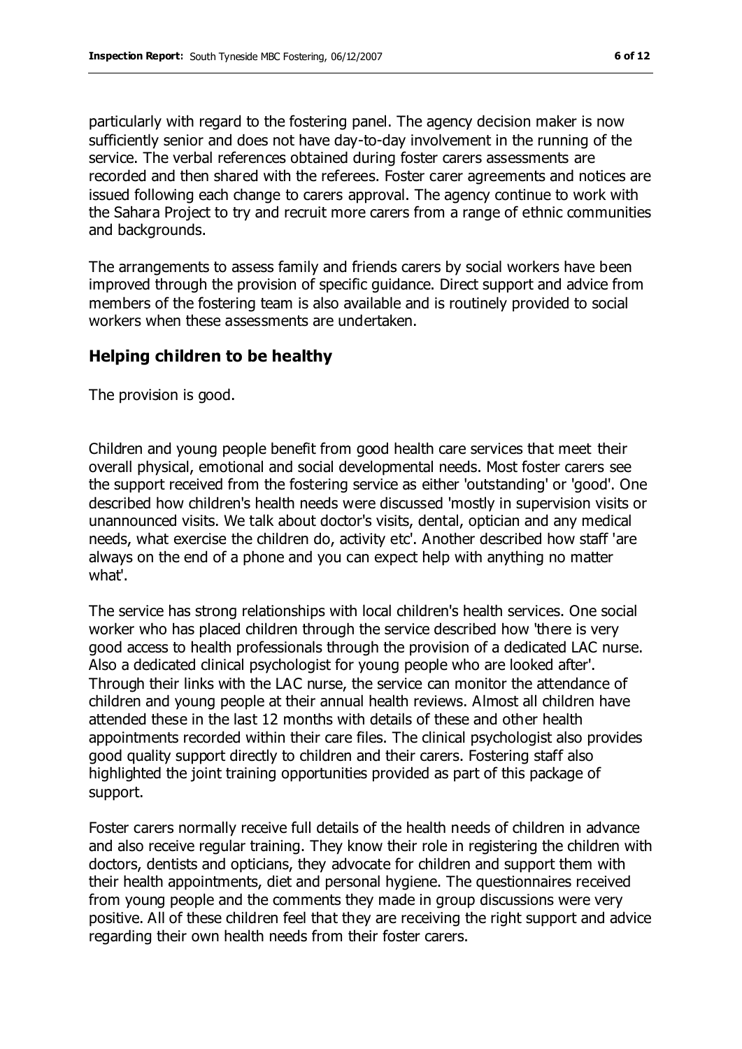particularly with regard to the fostering panel. The agency decision maker is now sufficiently senior and does not have day-to-day involvement in the running of the service. The verbal references obtained during foster carers assessments are recorded and then shared with the referees. Foster carer agreements and notices are issued following each change to carers approval. The agency continue to work with the Sahara Project to try and recruit more carers from a range of ethnic communities and backgrounds.

The arrangements to assess family and friends carers by social workers have been improved through the provision of specific guidance. Direct support and advice from members of the fostering team is also available and is routinely provided to social workers when these assessments are undertaken.

## Helping children to be healthy

The provision is good.

Children and young people benefit from good health care services that meet their overall physical, emotional and social developmental needs. Most foster carers see the support received from the fostering service as either 'outstanding' or 'good'. One described how children's health needs were discussed 'mostly in supervision visits or unannounced visits. We talk about doctor's visits, dental, optician and any medical needs, what exercise the children do, activity etc'. Another described how staff 'are always on the end of a phone and you can expect help with anything no matter what'.

The service has strong relationships with local children's health services. One social worker who has placed children through the service described how 'there is very good access to health professionals through the provision of a dedicated LAC nurse. Also a dedicated clinical psychologist for young people who are looked after'. Through their links with the LAC nurse, the service can monitor the attendance of children and young people at their annual health reviews. Almost all children have attended these in the last 12 months with details of these and other health appointments recorded within their care files. The clinical psychologist also provides good quality support directly to children and their carers. Fostering staff also highlighted the joint training opportunities provided as part of this package of support.

Foster carers normally receive full details of the health needs of children in advance and also receive regular training. They know their role in registering the children with doctors, dentists and opticians, they advocate for children and support them with their health appointments, diet and personal hygiene. The questionnaires received from young people and the comments they made in group discussions were very positive. All of these children feel that they are receiving the right support and advice regarding their own health needs from their foster carers.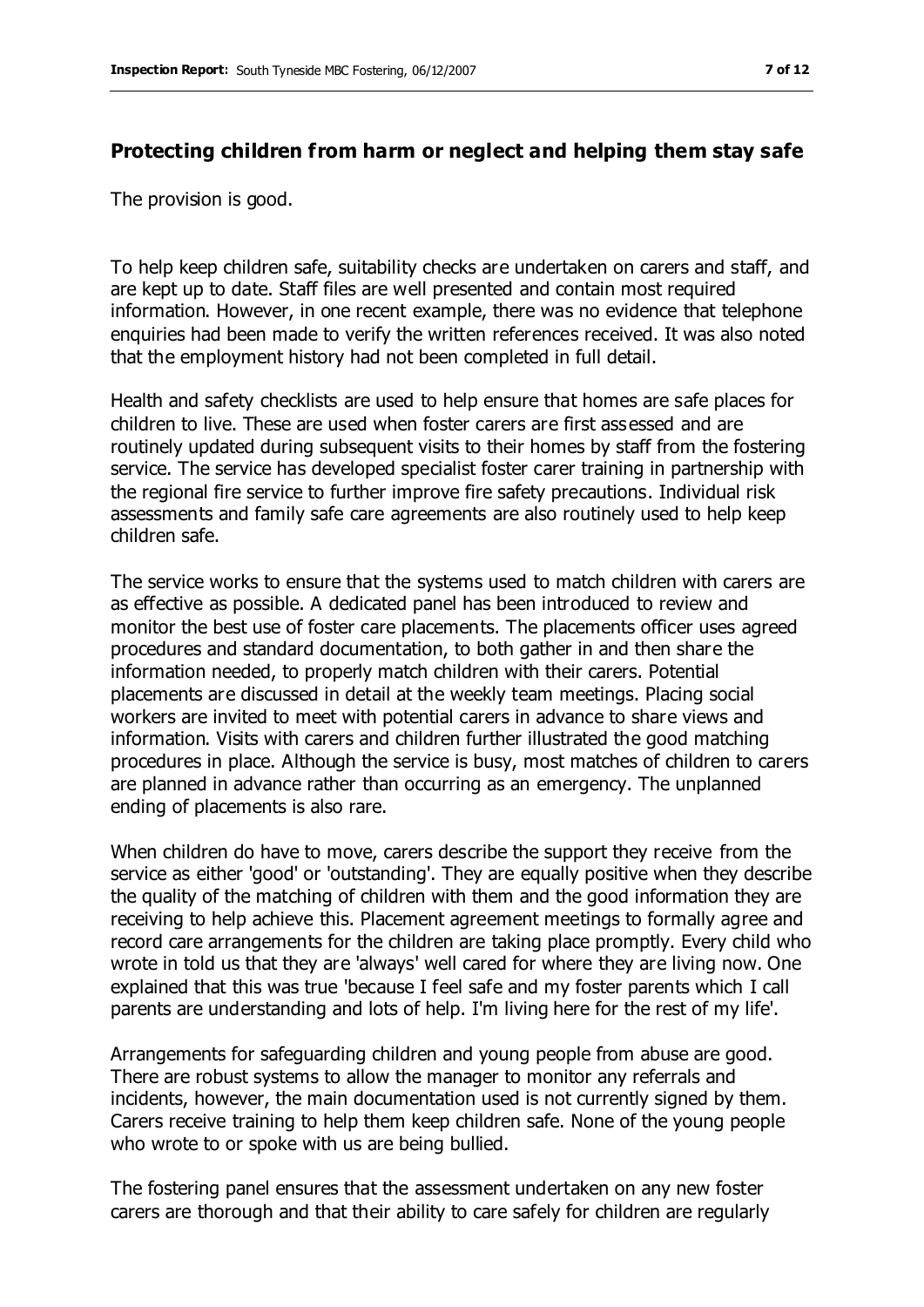## Protecting children from harm or neglect and helping them stay safe

The provision is good.

To help keep children safe, suitability checks are undertaken on carers and staff, and are kept up to date. Staff files are well presented and contain most required information. However, in one recent example, there was no evidence that telephone enquiries had been made to verify the written references received. It was also noted that the employment history had not been completed in full detail.

Health and safety checklists are used to help ensure that homes are safe places for children to live. These are used when foster carers are first assessed and are routinely updated during subsequent visits to their homes by staff from the fostering service. The service has developed specialist foster carer training in partnership with the regional fire service to further improve fire safety precautions. Individual risk assessments and family safe care agreements are also routinely used to help keep children safe.

The service works to ensure that the systems used to match children with carers are as effective as possible. A dedicated panel has been introduced to review and monitor the best use of foster care placements. The placements officer uses agreed procedures and standard documentation, to both gather in and then share the information needed, to properly match children with their carers. Potential placements are discussed in detail at the weekly team meetings. Placing social workers are invited to meet with potential carers in advance to share views and information. Visits with carers and children further illustrated the good matching procedures in place. Although the service is busy, most matches of children to carers are planned in advance rather than occurring as an emergency. The unplanned ending of placements is also rare.

When children do have to move, carers describe the support they receive from the service as either 'good' or 'outstanding'. They are equally positive when they describe the quality of the matching of children with them and the good information they are receiving to help achieve this. Placement agreement meetings to formally agree and record care arrangements for the children are taking place promptly. Every child who wrote in told us that they are 'always' well cared for where they are living now. One explained that this was true 'because I feel safe and my foster parents which I call parents are understanding and lots of help. I'm living here for the rest of my life'.

Arrangements for safeguarding children and young people from abuse are good. There are robust systems to allow the manager to monitor any referrals and incidents, however, the main documentation used is not currently signed by them. Carers receive training to help them keep children safe. None of the young people who wrote to or spoke with us are being bullied.

The fostering panel ensures that the assessment undertaken on any new foster carers are thorough and that their ability to care safely for children are regularly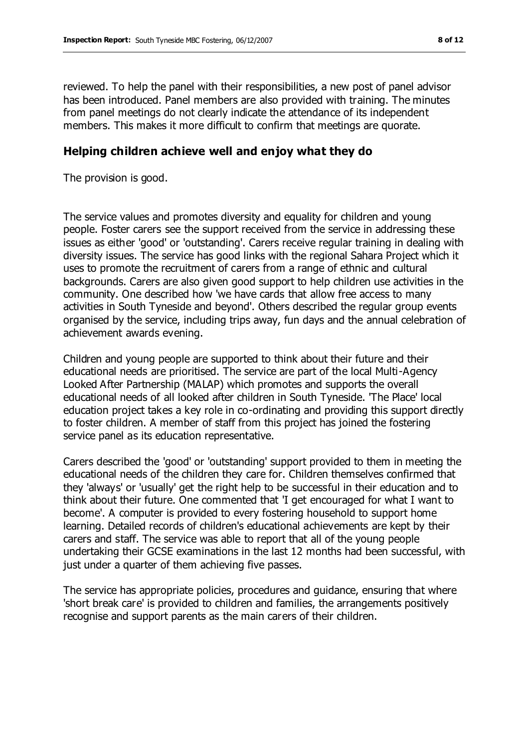reviewed. To help the panel with their responsibilities, a new post of panel advisor has been introduced. Panel members are also provided with training. The minutes from panel meetings do not clearly indicate the attendance of its independent members. This makes it more difficult to confirm that meetings are quorate.

## Helping children achieve well and enjoy what they do

The provision is good.

The service values and promotes diversity and equality for children and young people. Foster carers see the support received from the service in addressing these issues as either 'good' or 'outstanding'. Carers receive regular training in dealing with diversity issues. The service has good links with the regional Sahara Project which it uses to promote the recruitment of carers from a range of ethnic and cultural backgrounds. Carers are also given good support to help children use activities in the community. One described how 'we have cards that allow free access to many activities in South Tyneside and beyond'. Others described the regular group events organised by the service, including trips away, fun days and the annual celebration of achievement awards evening.

Children and young people are supported to think about their future and their educational needs are prioritised. The service are part of the local Multi-Agency Looked After Partnership (MALAP) which promotes and supports the overall educational needs of all looked after children in South Tyneside. 'The Place' local education project takes a key role in co-ordinating and providing this support directly to foster children. A member of staff from this project has joined the fostering service panel as its education representative.

Carers described the 'good' or 'outstanding' support provided to them in meeting the educational needs of the children they care for. Children themselves confirmed that they 'always' or 'usually' get the right help to be successful in their education and to think about their future. One commented that 'I get encouraged for what I want to become'. A computer is provided to every fostering household to support home learning. Detailed records of children's educational achievements are kept by their carers and staff. The service was able to report that all of the young people undertaking their GCSE examinations in the last 12 months had been successful, with just under a quarter of them achieving five passes.

The service has appropriate policies, procedures and guidance, ensuring that where 'short break care' is provided to children and families, the arrangements positively recognise and support parents as the main carers of their children.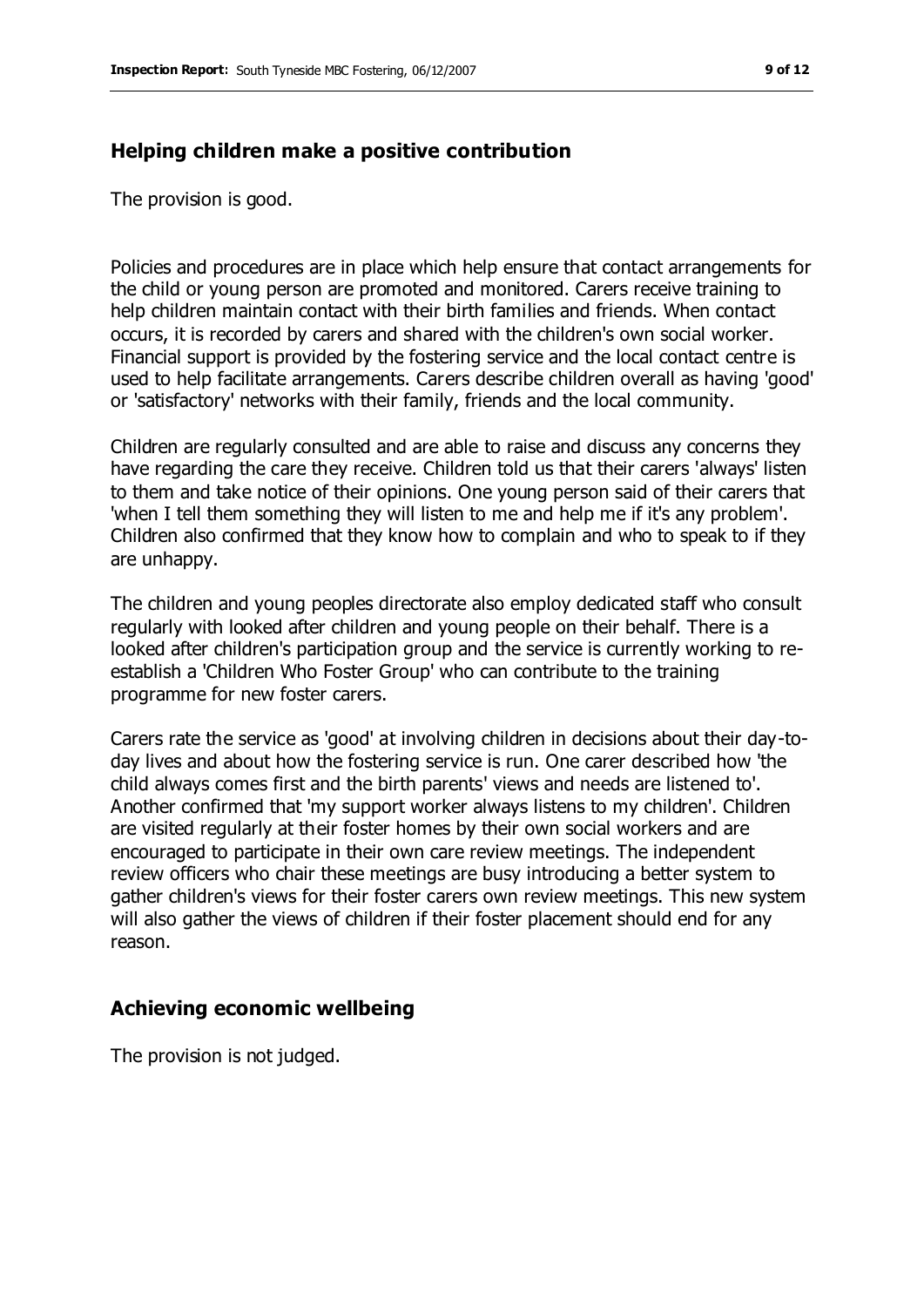## Helping children make a positive contribution

The provision is good.

Policies and procedures are in place which help ensure that contact arrangements for the child or young person are promoted and monitored. Carers receive training to help children maintain contact with their birth families and friends. When contact occurs, it is recorded by carers and shared with the children's own social worker. Financial support is provided by the fostering service and the local contact centre is used to help facilitate arrangements. Carers describe children overall as having 'good' or 'satisfactory' networks with their family, friends and the local community.

Children are regularly consulted and are able to raise and discuss any concerns they have regarding the care they receive. Children told us that their carers 'always' listen to them and take notice of their opinions. One young person said of their carers that 'when I tell them something they will listen to me and help me if it's any problem'. Children also confirmed that they know how to complain and who to speak to if they are unhappy.

The children and young peoples directorate also employ dedicated staff who consult regularly with looked after children and young people on their behalf. There is a looked after children's participation group and the service is currently working to re-establish a 'Children Who Foster Group' who can contribute to the training programme for new foster carers.

Carers rate the service as 'good' at involving children in decisions about their day-to-day lives and about how the fostering service is run. One carer described how 'the child always comes first and the birth parents' views and needs are listened to'. Another confirmed that 'my support worker always listens to my children'. Children are visited regularly at their foster homes by their own social workers and are encouraged to participate in their own care review meetings. The independent review officers who chair these meetings are busy introducing a better system to gather children's views for their foster carers own review meetings. This new system will also gather the views of children if their foster placement should end for any reason.

## Achieving economic wellbeing

The provision is not judged.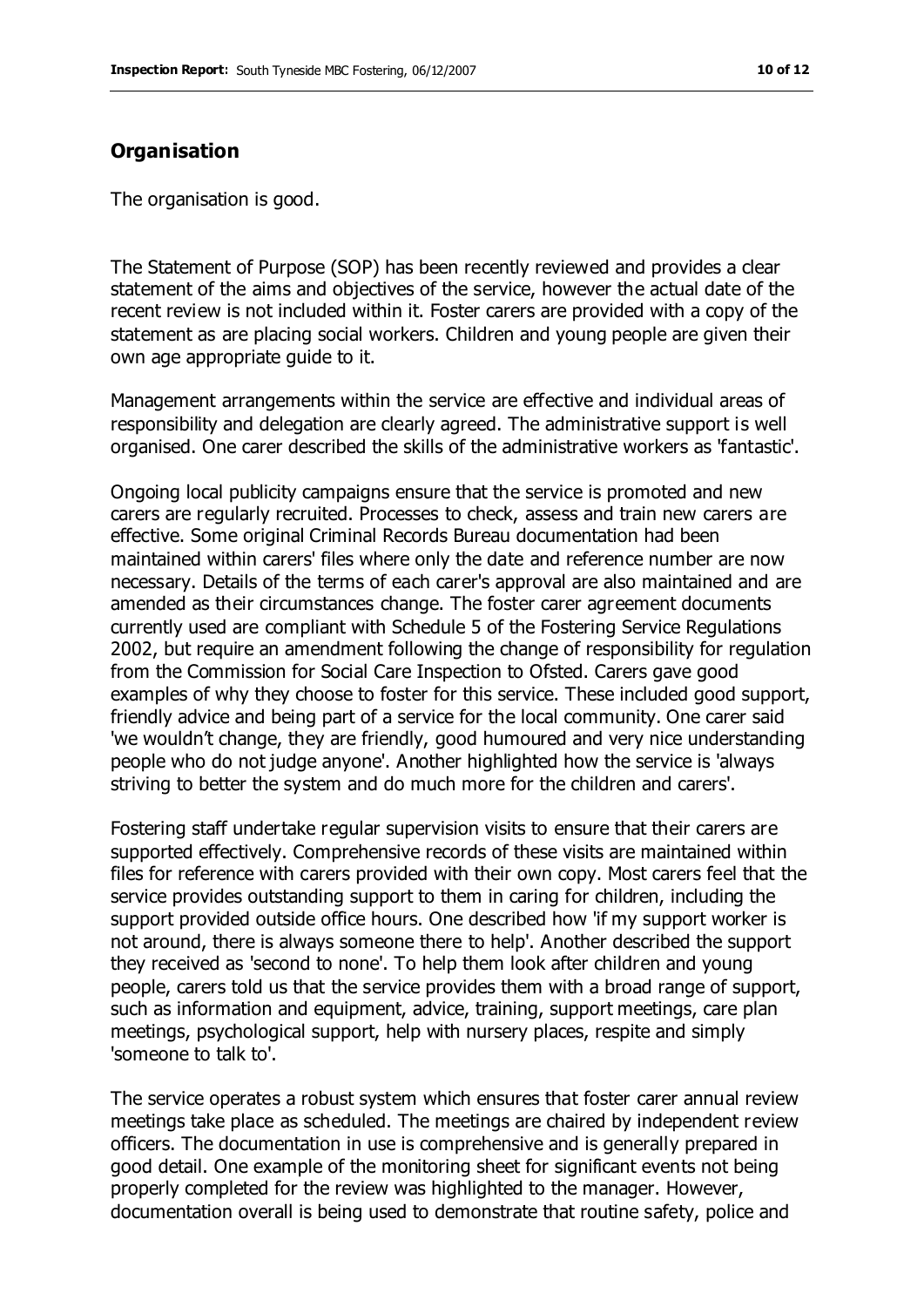## Organisation

The organisation is good.

The Statement of Purpose (SOP) has been recently reviewed and provides a clear statement of the aims and objectives of the service, however the actual date of the recent review is not included within it. Foster carers are provided with a copy of the statement as are placing social workers. Children and young people are given their own age appropriate guide to it.

Management arrangements within the service are effective and individual areas of responsibility and delegation are clearly agreed. The administrative support is well organised. One carer described the skills of the administrative workers as 'fantastic'.

Ongoing local publicity campaigns ensure that the service is promoted and new carers are regularly recruited. Processes to check, assess and train new carers are effective. Some original Criminal Records Bureau documentation had been maintained within carers' files where only the date and reference number are now necessary. Details of the terms of each carer's approval are also maintained and are amended as their circumstances change. The foster carer agreement documents currently used are compliant with Schedule 5 of the Fostering Service Regulations 2002, but require an amendment following the change of responsibility for regulation from the Commission for Social Care Inspection to Ofsted. Carers gave good examples of why they choose to foster for this service. These included good support, friendly advice and being part of a service for the local community. One carer said 'we wouldn't change, they are friendly, good humoured and very nice understanding people who do not judge anyone'. Another highlighted how the service is 'always striving to better the system and do much more for the children and carers'.

Fostering staff undertake regular supervision visits to ensure that their carers are supported effectively. Comprehensive records of these visits are maintained within files for reference with carers provided with their own copy. Most carers feel that the service provides outstanding support to them in caring for children, including the support provided outside office hours. One described how 'if my support worker is not around, there is always someone there to help'. Another described the support they received as 'second to none'. To help them look after children and young people, carers told us that the service provides them with a broad range of support, such as information and equipment, advice, training, support meetings, care plan meetings, psychological support, help with nursery places, respite and simply 'someone to talk to'.

The service operates a robust system which ensures that foster carer annual review meetings take place as scheduled. The meetings are chaired by independent review officers. The documentation in use is comprehensive and is generally prepared in good detail. One example of the monitoring sheet for significant events not being properly completed for the review was highlighted to the manager. However, documentation overall is being used to demonstrate that routine safety, police and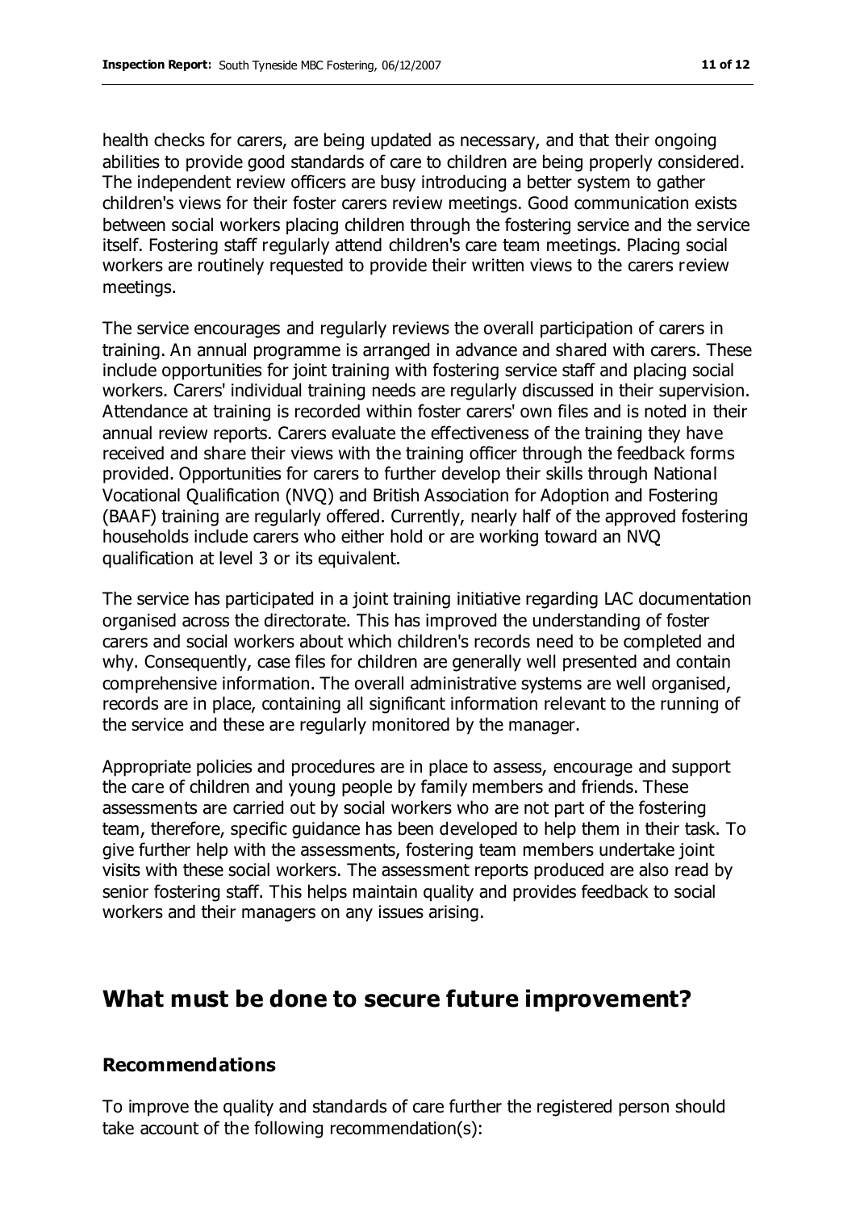health checks for carers, are being updated as necessary, and that their ongoing abilities to provide good standards of care to children are being properly considered. The independent review officers are busy introducing a better system to gather children's views for their foster carers review meetings. Good communication exists between social workers placing children through the fostering service and the service itself. Fostering staff regularly attend children's care team meetings. Placing social workers are routinely requested to provide their written views to the carers review meetings.

The service encourages and regularly reviews the overall participation of carers in training. An annual programme is arranged in advance and shared with carers. These include opportunities for joint training with fostering service staff and placing social workers. Carers' individual training needs are regularly discussed in their supervision. Attendance at training is recorded within foster carers' own files and is noted in their annual review reports. Carers evaluate the effectiveness of the training they have received and share their views with the training officer through the feedback forms provided. Opportunities for carers to further develop their skills through National Vocational Qualification (NVQ) and British Association for Adoption and Fostering (BAAF) training are regularly offered. Currently, nearly half of the approved fostering households include carers who either hold or are working toward an NVQ qualification at level 3 or its equivalent.

The service has participated in a joint training initiative regarding LAC documentation organised across the directorate. This has improved the understanding of foster carers and social workers about which children's records need to be completed and why. Consequently, case files for children are generally well presented and contain comprehensive information. The overall administrative systems are well organised, records are in place, containing all significant information relevant to the running of the service and these are regularly monitored by the manager.

Appropriate policies and procedures are in place to assess, encourage and support the care of children and young people by family members and friends. These assessments are carried out by social workers who are not part of the fostering team, therefore, specific guidance has been developed to help them in their task. To give further help with the assessments, fostering team members undertake joint visits with these social workers. The assessment reports produced are also read by senior fostering staff. This helps maintain quality and provides feedback to social workers and their managers on any issues arising.

## What must be done to secure future improvement?

### Recommendations

To improve the quality and standards of care further the registered person should take account of the following recommendation(s):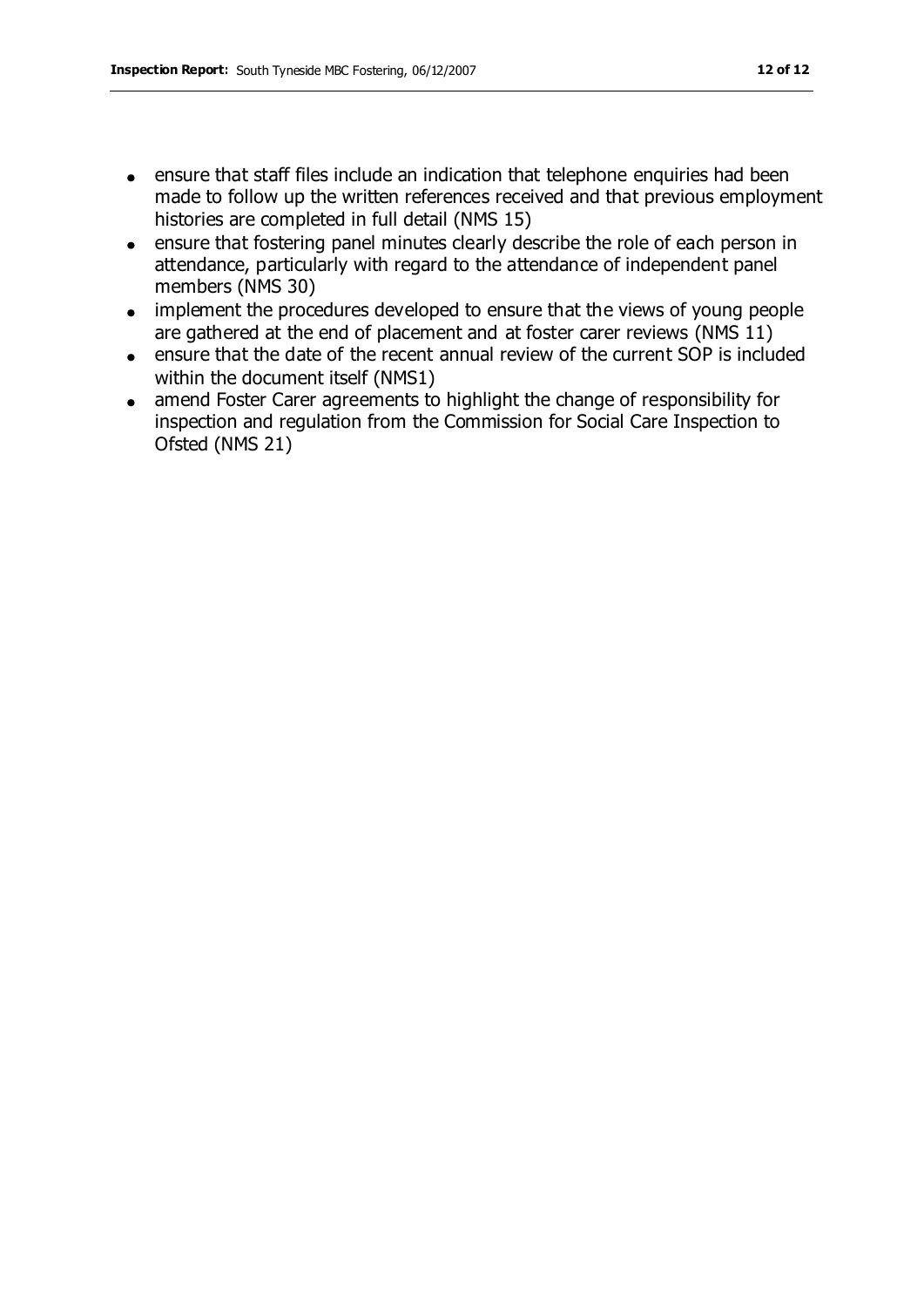- ensure that staff files include an indication that telephone enquiries had been made to follow up the written references received and that previous employment histories are completed in full detail (NMS 15)
- ensure that fostering panel minutes clearly describe the role of each person in attendance, particularly with regard to the attendance of independent panel members (NMS 30)
- implement the procedures developed to ensure that the views of young people are gathered at the end of placement and at foster carer reviews (NMS 11)
- ensure that the date of the recent annual review of the current SOP is included within the document itself (NMS1)
- amend Foster Carer agreements to highlight the change of responsibility for inspection and regulation from the Commission for Social Care Inspection to Ofsted (NMS 21)